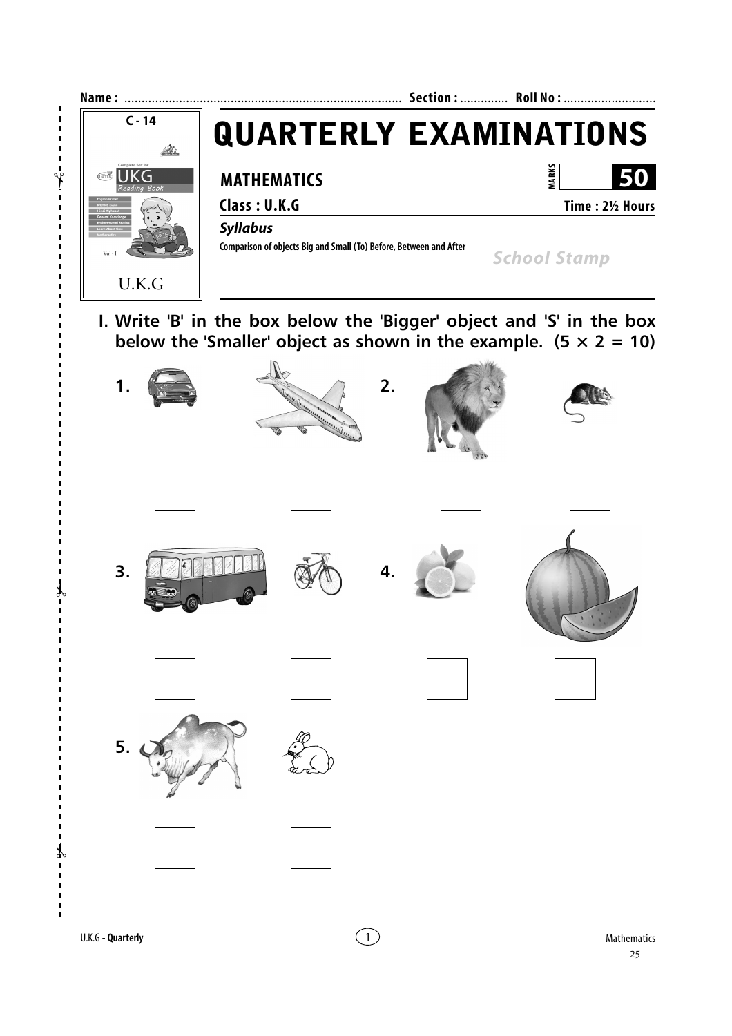Name : ............................................................................... Section : ............. Roll No : ..........................

C - 14

UKG Reading Book

U.K.G

# QUARTERLY EXAMINATIONS

**MATHEMATICS** MARKS **50**

**Class : U.K.G** **Time : 2½ Hours**

***Syllabus***

**Comparison of objects Big and Small (To) Before, Between and After**

*School Stamp*

**I. Write 'B' in the box below the 'Bigger' object and 'S' in the box below the 'Smaller' object as shown in the example. (5 × 2 = 10)**

**1.**

**2.**

**3.**

**4.**

**5.**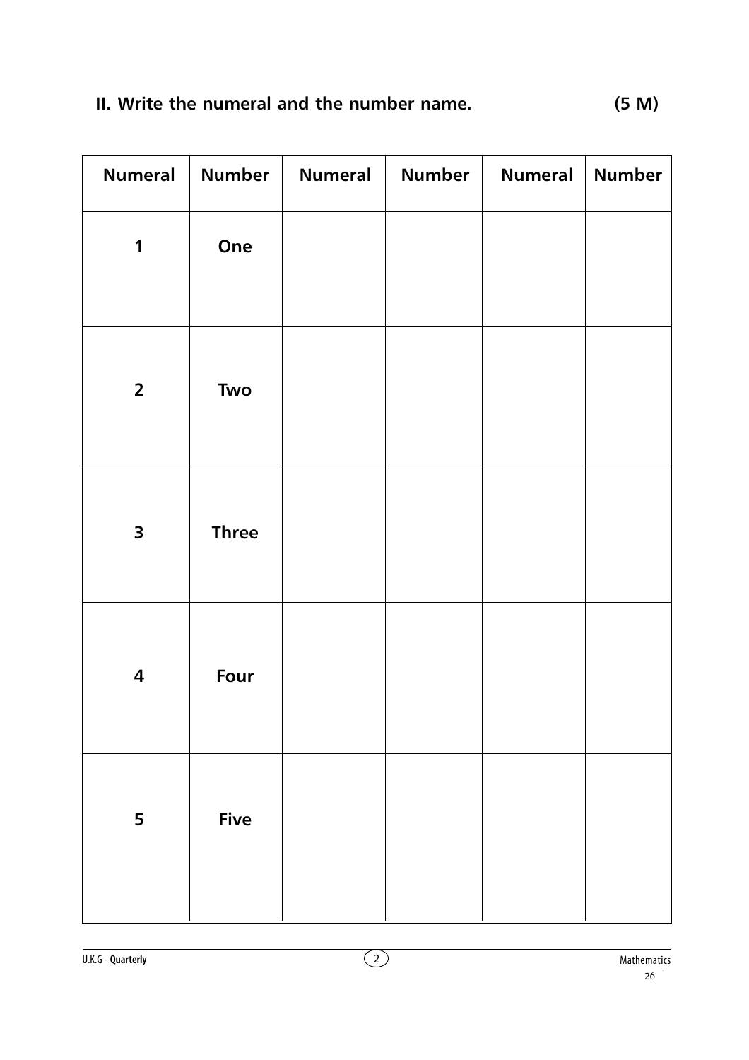## II. Write the numeral and the number name. (5 M)

| Numeral | Number | Numeral | Number | Numeral | Number |
|---|---|---|---|---|---|
| 1 | One | | | | |
| 2 | Two | | | | |
| 3 | Three | | | | |
| 4 | Four | | | | |
| 5 | Five | | | | |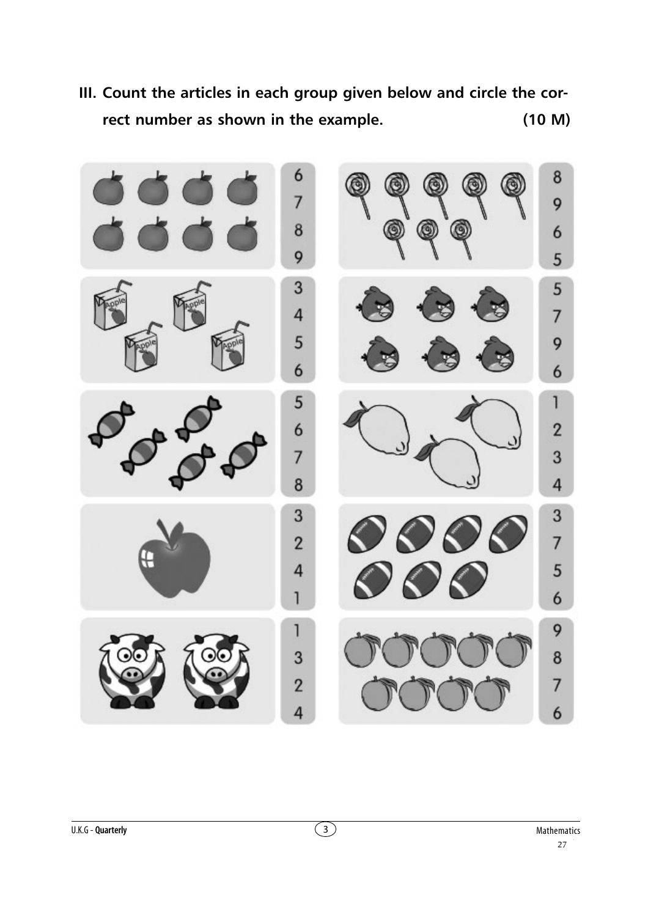**III. Count the articles in each group given below and circle the correct number as shown in the example. (10 M)**

| | |
|---|---|
| 6 7 8 9 | 8 9 6 5 |
| 3 4 5 6 | 5 7 9 6 |
| 5 6 7 8 | 1 2 3 4 |
| 3 2 4 1 | 3 7 5 6 |
| 1 3 2 4 | 9 8 7 6 |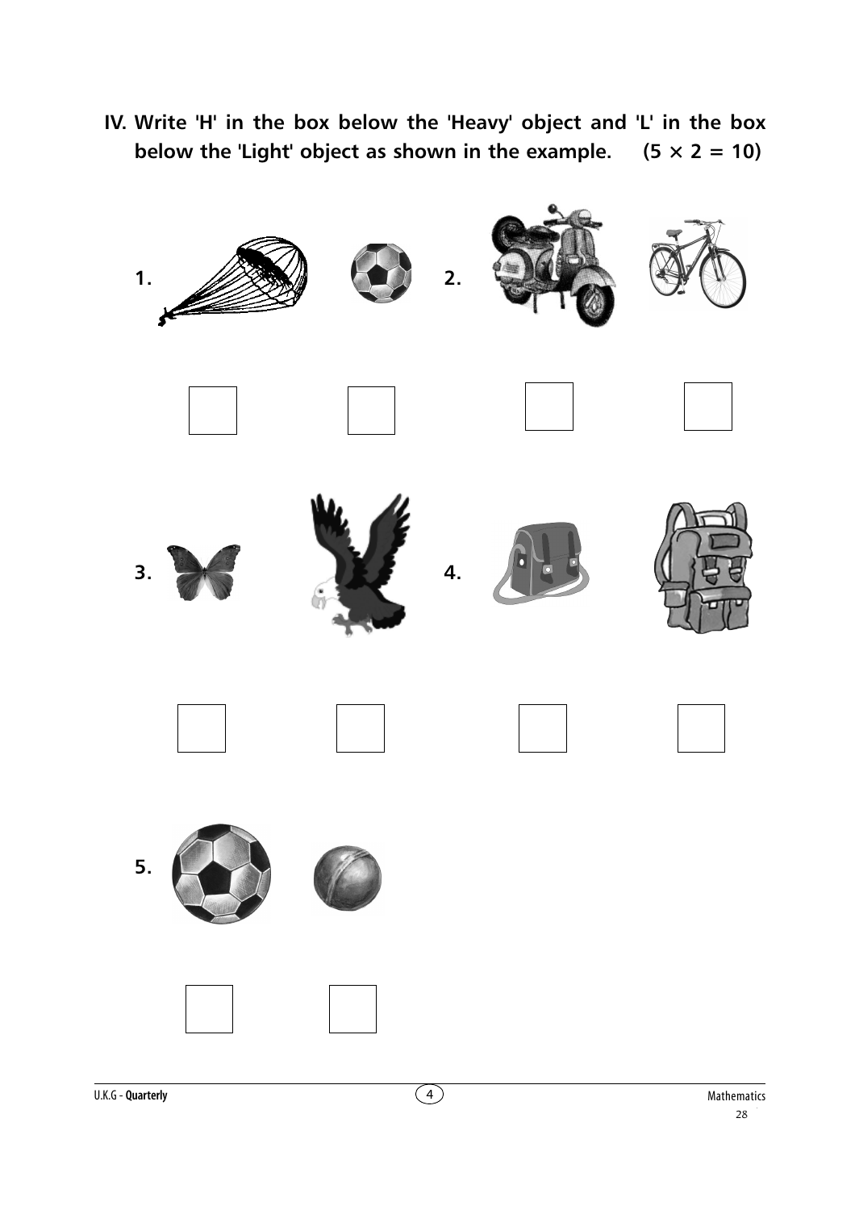**IV. Write 'H' in the box below the 'Heavy' object and 'L' in the box below the 'Light' object as shown in the example. $(5 \times 2 = 10)$**

1.

2.

3.

4.

5.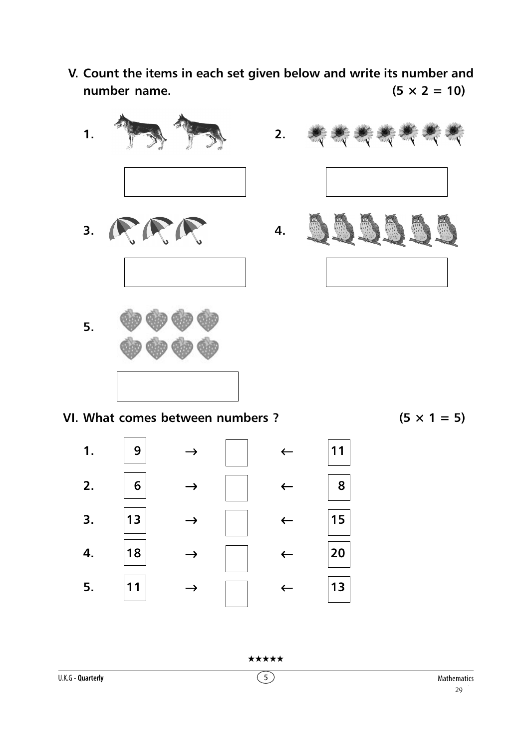**V. Count the items in each set given below and write its number and number name.** **(5 × 2 = 10)**

1.

2.

3.

4.

5.

**VI. What comes between numbers ?** **(5 × 1 = 5)**

| | | | | | |
|---|---|---|---|---|---|
| 1. | 9 | → | | ← | 11 |
| 2. | 6 | → | | ← | 8 |
| 3. | 13 | → | | ← | 15 |
| 4. | 18 | → | | ← | 20 |
| 5. | 11 | → | | ← | 13 |

★★★★★